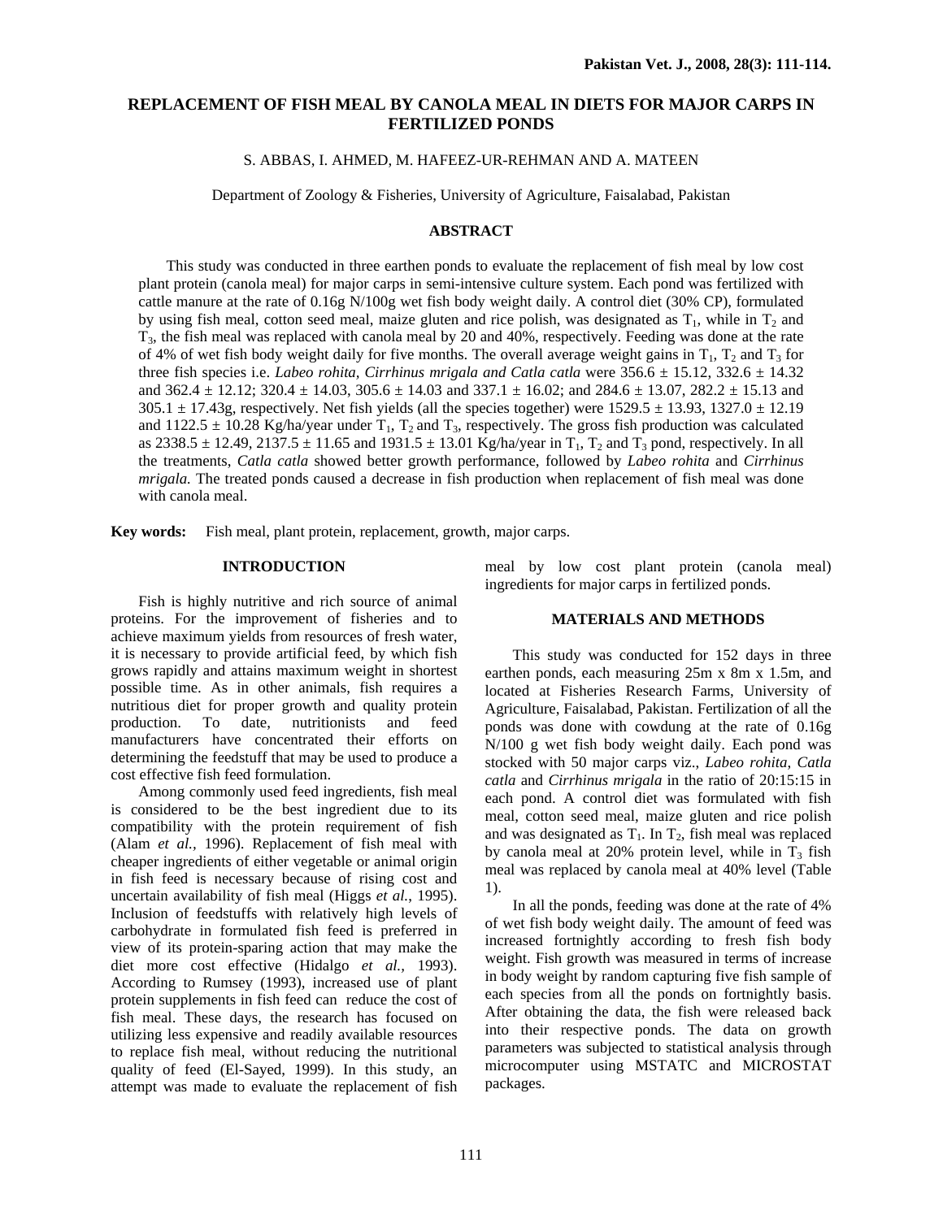# REPLACEMENT OF FISH MEAL BY CANOLA MEAL IN DIETS FOR MAJOR CARPS IN FERTILIZED PONDS

S. ABBAS, I. AHMED, M. HAFEEZ-UR-REHMAN AND A. MATEEN

Department of Zoology & Fisheries, University of Agriculture, Faisalabad, Pakistan

## ABSTRACT

This study was conducted in three earthen ponds to evaluate the replacement of fish meal by low cost plant protein (canola meal) for major carps in semi-intensive culture system. Each pond was fertilized with cattle manure at the rate of 0.16g N/100g wet fish body weight daily. A control diet (30% CP), formulated by using fish meal, cotton seed meal, maize gluten and rice polish, was designated as $T_1$, while in $T_2$ and $T_3$, the fish meal was replaced with canola meal by 20 and 40%, respectively. Feeding was done at the rate of 4% of wet fish body weight daily for five months. The overall average weight gains in $T_1$, $T_2$ and $T_3$ for three fish species i.e. *Labeo rohita, Cirrhinus mrigala and Catla catla* were 356.6 ± 15.12, 332.6 ± 14.32 and 362.4 ± 12.12; 320.4 ± 14.03, 305.6 ± 14.03 and 337.1 ± 16.02; and 284.6 ± 13.07, 282.2 ± 15.13 and 305.1 ± 17.43g, respectively. Net fish yields (all the species together) were 1529.5 ± 13.93, 1327.0 ± 12.19 and 1122.5 ± 10.28 Kg/ha/year under $T_1$, $T_2$ and $T_3$, respectively. The gross fish production was calculated as 2338.5 ± 12.49, 2137.5 ± 11.65 and 1931.5 ± 13.01 Kg/ha/year in $T_1$, $T_2$ and $T_3$ pond, respectively. In all the treatments, *Catla catla* showed better growth performance, followed by *Labeo rohita* and *Cirrhinus mrigala.* The treated ponds caused a decrease in fish production when replacement of fish meal was done with canola meal.

**Key words:** Fish meal, plant protein, replacement, growth, major carps.

## INTRODUCTION

Fish is highly nutritive and rich source of animal proteins. For the improvement of fisheries and to achieve maximum yields from resources of fresh water, it is necessary to provide artificial feed, by which fish grows rapidly and attains maximum weight in shortest possible time. As in other animals, fish requires a nutritious diet for proper growth and quality protein production. To date, nutritionists and feed manufacturers have concentrated their efforts on determining the feedstuff that may be used to produce a cost effective fish feed formulation.

Among commonly used feed ingredients, fish meal is considered to be the best ingredient due to its compatibility with the protein requirement of fish (Alam *et al.,* 1996). Replacement of fish meal with cheaper ingredients of either vegetable or animal origin in fish feed is necessary because of rising cost and uncertain availability of fish meal (Higgs *et al.,* 1995). Inclusion of feedstuffs with relatively high levels of carbohydrate in formulated fish feed is preferred in view of its protein-sparing action that may make the diet more cost effective (Hidalgo *et al.,* 1993). According to Rumsey (1993), increased use of plant protein supplements in fish feed can reduce the cost of fish meal. These days, the research has focused on utilizing less expensive and readily available resources to replace fish meal, without reducing the nutritional quality of feed (El-Sayed, 1999). In this study, an attempt was made to evaluate the replacement of fish meal by low cost plant protein (canola meal) ingredients for major carps in fertilized ponds.

## MATERIALS AND METHODS

This study was conducted for 152 days in three earthen ponds, each measuring 25m x 8m x 1.5m, and located at Fisheries Research Farms, University of Agriculture, Faisalabad, Pakistan. Fertilization of all the ponds was done with cowdung at the rate of 0.16g N/100 g wet fish body weight daily. Each pond was stocked with 50 major carps viz., *Labeo rohita*, *Catla catla* and *Cirrhinus mrigala* in the ratio of 20:15:15 in each pond. A control diet was formulated with fish meal, cotton seed meal, maize gluten and rice polish and was designated as $T_1$. In $T_2$, fish meal was replaced by canola meal at 20% protein level, while in $T_3$ fish meal was replaced by canola meal at 40% level (Table 1).

In all the ponds, feeding was done at the rate of 4% of wet fish body weight daily. The amount of feed was increased fortnightly according to fresh fish body weight. Fish growth was measured in terms of increase in body weight by random capturing five fish sample of each species from all the ponds on fortnightly basis. After obtaining the data, the fish were released back into their respective ponds. The data on growth parameters was subjected to statistical analysis through microcomputer using MSTATC and MICROSTAT packages.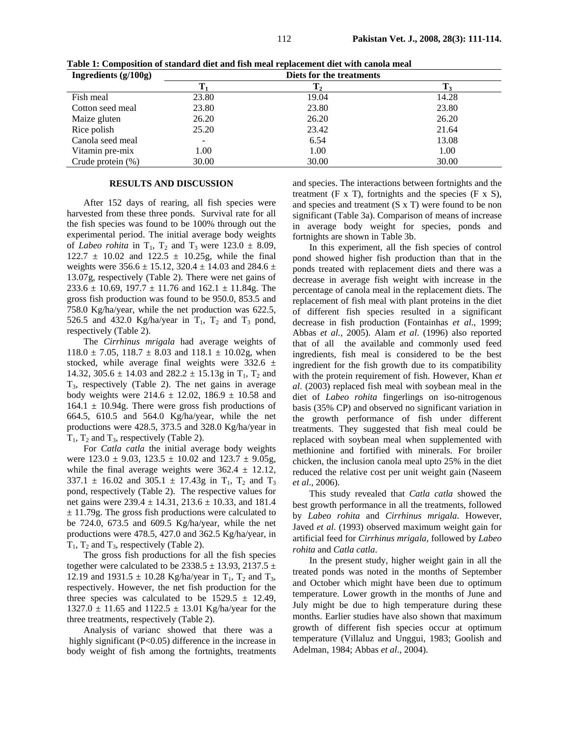**Table 1: Composition of standard diet and fish meal replacement diet with canola meal**

| Ingredients (g/100g) | Diets for the treatments | | |
|---|---|---|---|
| | $T_1$ | $T_2$ | $T_3$ |
| Fish meal | 23.80 | 19.04 | 14.28 |
| Cotton seed meal | 23.80 | 23.80 | 23.80 |
| Maize gluten | 26.20 | 26.20 | 26.20 |
| Rice polish | 25.20 | 23.42 | 21.64 |
| Canola seed meal | - | 6.54 | 13.08 |
| Vitamin pre-mix | 1.00 | 1.00 | 1.00 |
| Crude protein (%) | 30.00 | 30.00 | 30.00 |

## RESULTS AND DISCUSSION

After 152 days of rearing, all fish species were harvested from these three ponds. Survival rate for all the fish species was found to be 100% through out the experimental period. The initial average body weights of *Labeo rohita* in $T_1$, $T_2$ and $T_3$ were 123.0 ± 8.09, 122.7 ± 10.02 and 122.5 ± 10.25g, while the final weights were 356.6 ± 15.12, 320.4 ± 14.03 and 284.6 ± 13.07g, respectively (Table 2). There were net gains of 233.6 ± 10.69, 197.7 ± 11.76 and 162.1 ± 11.84g. The gross fish production was found to be 950.0, 853.5 and 758.0 Kg/ha/year, while the net production was 622.5, 526.5 and 432.0 Kg/ha/year in $T_1$, $T_2$ and $T_3$ pond, respectively (Table 2).

The *Cirrhinus mrigala* had average weights of 118.0 ± 7.05, 118.7 ± 8.03 and 118.1 ± 10.02g, when stocked, while average final weights were 332.6 ± 14.32, 305.6 ± 14.03 and 282.2 ± 15.13g in $T_1$, $T_2$ and $T_3$, respectively (Table 2). The net gains in average body weights were 214.6 ± 12.02, 186.9 ± 10.58 and 164.1 ± 10.94g. There were gross fish productions of 664.5, 610.5 and 564.0 Kg/ha/year, while the net productions were 428.5, 373.5 and 328.0 Kg/ha/year in $T_1$, $T_2$ and $T_3$, respectively (Table 2).

For *Catla catla* the initial average body weights were 123.0 ± 9.03, 123.5 ± 10.02 and 123.7 ± 9.05g, while the final average weights were 362.4 ± 12.12, 337.1 ± 16.02 and 305.1 ± 17.43g in $T_1$, $T_2$ and $T_3$ pond, respectively (Table 2). The respective values for net gains were 239.4 ± 14.31, 213.6 ± 10.33, and 181.4 ± 11.79g. The gross fish productions were calculated to be 724.0, 673.5 and 609.5 Kg/ha/year, while the net productions were 478.5, 427.0 and 362.5 Kg/ha/year, in $T_1$, $T_2$ and $T_3$, respectively (Table 2).

The gross fish productions for all the fish species together were calculated to be 2338.5 ± 13.93, 2137.5 ± 12.19 and 1931.5 ± 10.28 Kg/ha/year in $T_1$, $T_2$ and $T_3$, respectively. However, the net fish production for the three species was calculated to be 1529.5 ± 12.49, 1327.0 ± 11.65 and 1122.5 ± 13.01 Kg/ha/year for the three treatments, respectively (Table 2).

Analysis of varianc showed that there was a highly significant ($P<0.05$) difference in the increase in body weight of fish among the fortnights, treatments and species. The interactions between fortnights and the treatment (F x T), fortnights and the species (F x S), and species and treatment (S x T) were found to be non significant (Table 3a). Comparison of means of increase in average body weight for species, ponds and fortnights are shown in Table 3b.

In this experiment, all the fish species of control pond showed higher fish production than that in the ponds treated with replacement diets and there was a decrease in average fish weight with increase in the percentage of canola meal in the replacement diets. The replacement of fish meal with plant proteins in the diet of different fish species resulted in a significant decrease in fish production (Fontainhas *et al.*, 1999; Abbas *et al.*, 2005). Alam *et al*. (1996) also reported that of all the available and commonly used feed ingredients, fish meal is considered to be the best ingredient for the fish growth due to its compatibility with the protein requirement of fish. However, Khan *et al*. (2003) replaced fish meal with soybean meal in the diet of *Labeo rohita* fingerlings on iso-nitrogenous basis (35% CP) and observed no significant variation in the growth performance of fish under different treatments. They suggested that fish meal could be replaced with soybean meal when supplemented with methionine and fortified with minerals. For broiler chicken, the inclusion canola meal upto 25% in the diet reduced the relative cost per unit weight gain (Naseem *et al*., 2006).

This study revealed that *Catla catla* showed the best growth performance in all the treatments, followed by *Labeo rohita* and *Cirrhinus mrigala*. However, Javed *et al*. (1993) observed maximum weight gain for artificial feed for *Cirrhinus mrigala*, followed by *Labeo rohita* and *Catla catla*.

In the present study, higher weight gain in all the treated ponds was noted in the months of September and October which might have been due to optimum temperature. Lower growth in the months of June and July might be due to high temperature during these months. Earlier studies have also shown that maximum growth of different fish species occur at optimum temperature (Villaluz and Unggui, 1983; Goolish and Adelman, 1984; Abbas *et al*., 2004).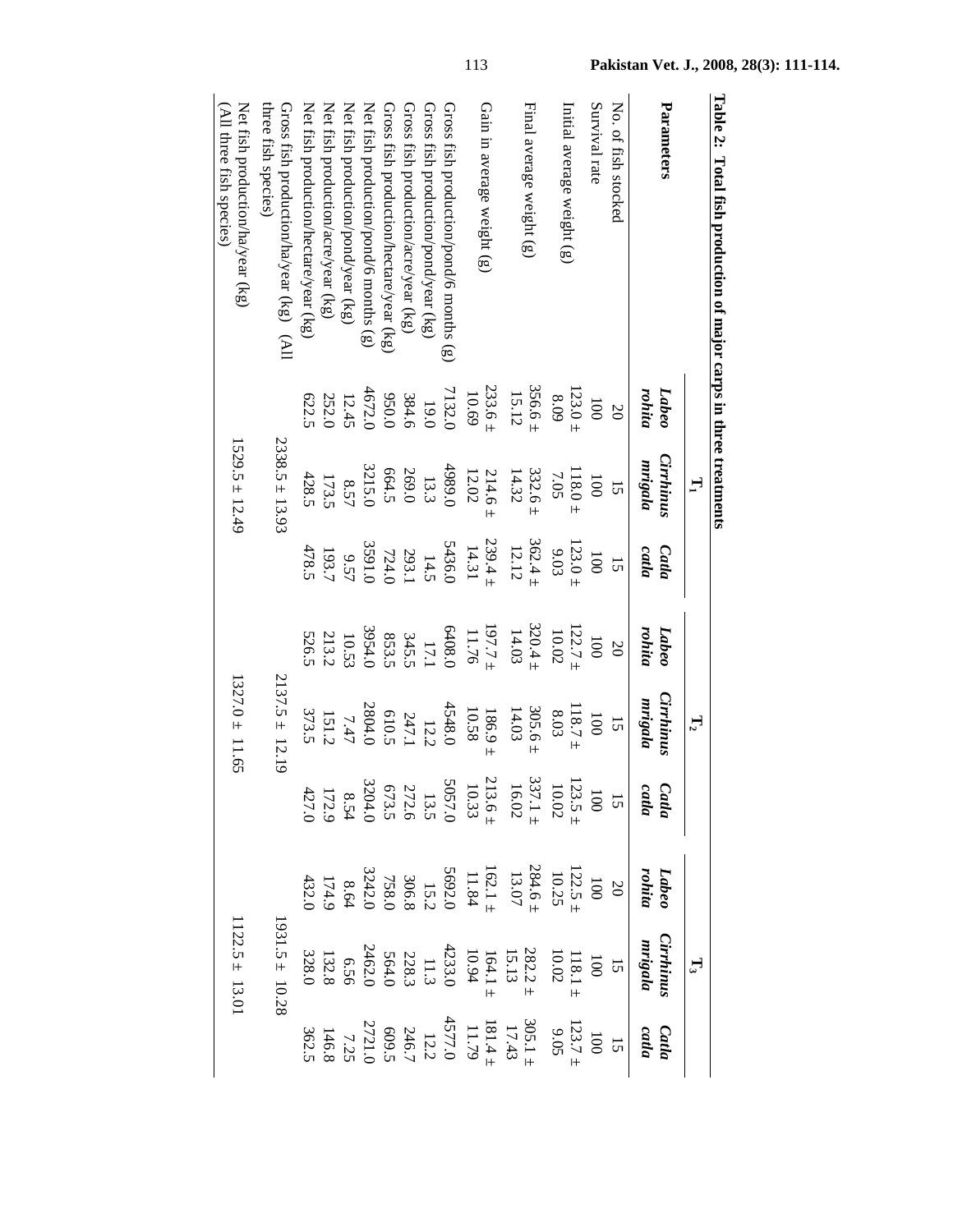**Table 2: Total fish production of major carps in three treatments**

| Parameters | T₁ | | | T₂ | | | T₃ | | |
|---|---|---|---|---|---|---|---|---|---|
| | *Labeo rohita* | *Cirrhinus mrigala* | *Catla catla* | *Labeo rohita* | *Cirrhinus mrigala* | *Catla catla* | *Labeo rohita* | *Cirrhinus mrigala* | *Catla catla* |
| No. of fish stocked | 20 | 15 | 15 | 20 | 15 | 15 | 20 | 15 | 15 |
| Survival rate | 100 | 100 | 100 | 100 | 100 | 100 | 100 | 100 | 100 |
| Initial average weight (g) | 123.0 ± 8.09 | 118.0 ± 7.05 | 123.0 ± 9.03 | 122.7 ± 10.02 | 118.7 ± 8.03 | 123.5 ± 10.02 | 122.5 ± 10.25 | 118.1 ± 10.02 | 123.7 ± 9.05 |
| Final average weight (g) | 356.6 ± 15.12 | 332.6 ± 14.32 | 362.4 ± 12.12 | 320.4 ± 14.03 | 305.6 ± 14.03 | 337.1 ± 16.02 | 284.6 ± 13.07 | 282.2 ± 15.13 | 305.1 ± 17.43 |
| Gain in average weight (g) | 233.6 ± 10.69 | 214.6 ± 12.02 | 239.4 ± 14.31 | 197.7 ± 11.76 | 186.9 ± 10.58 | 213.6 ± 10.33 | 162.1 ± 11.84 | 164.1 ± 10.94 | 181.4 ± 11.79 |
| Gross fish production/pond/6 months (g) | 7132.0 | 4989.0 | 5436.0 | 6408.0 | 4548.0 | 5057.0 | 5692.0 | 4233.0 | 4577.0 |
| Gross fish production/pond/year (kg) | 19.0 | 13.3 | 14.5 | 17.1 | 12.2 | 13.5 | 15.2 | 11.3 | 12.2 |
| Gross fish production/acre/year (kg) | 384.6 | 269.0 | 293.1 | 345.5 | 247.1 | 272.6 | 306.8 | 228.3 | 246.7 |
| Gross fish production/hectare/year (kg) | 950.0 | 664.5 | 724.0 | 853.5 | 610.5 | 673.5 | 758.0 | 564.0 | 609.5 |
| Net fish production/pond/6 months (g) | 4672.0 | 3215.0 | 3591.0 | 3954.0 | 2804.0 | 3204.0 | 3242.0 | 2462.0 | 2721.0 |
| Net fish production/pond/year (kg) | 12.45 | 8.57 | 9.57 | 10.53 | 7.47 | 8.54 | 8.64 | 6.56 | 7.25 |
| Net fish production/acre/year (kg) | 252.0 | 173.5 | 193.7 | 213.2 | 151.2 | 172.9 | 174.9 | 132.8 | 146.8 |
| Net fish production/hectare/year (kg) | 622.5 | 428.5 | 478.5 | 526.5 | 373.5 | 427.0 | 432.0 | 328.0 | 362.5 |
| Gross fish production/ha/year (kg) (All three fish species) | 2338.5 ± 13.93 | | | 2137.5 ± 12.19 | | | 1931.5 ± 10.28 | | |
| Net fish production/ha/year (kg) (All three fish species) | 1529.5 ± 12.49 | | | 1327.0 ± 11.65 | | | 1122.5 ± 13.01 | | |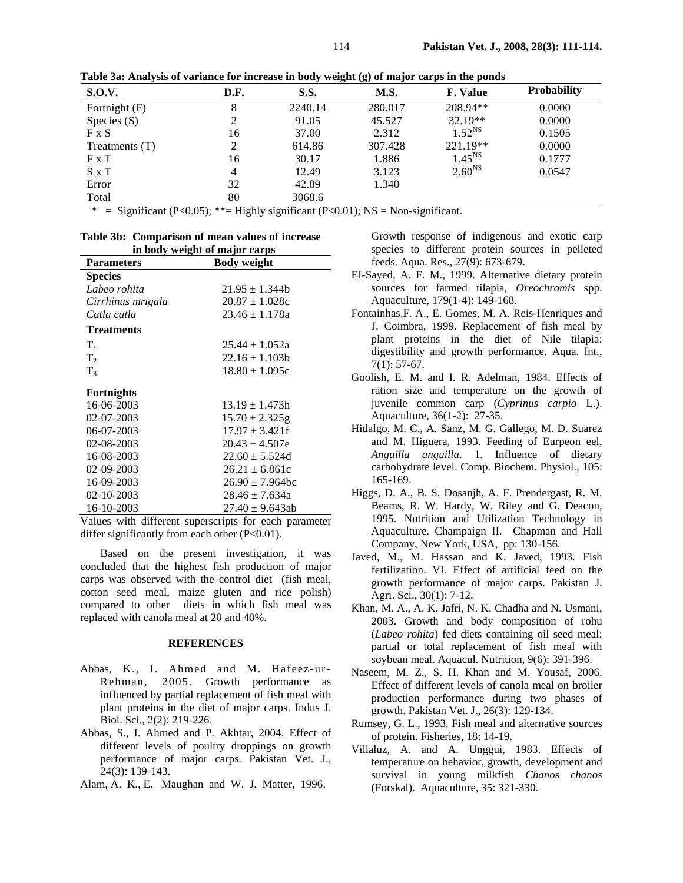**Table 3a: Analysis of variance for increase in body weight (g) of major carps in the ponds**

| S.O.V. | D.F. | S.S. | M.S. | F. Value | Probability |
|---|---|---|---|---|---|
| Fortnight (F) | 8 | 2240.14 | 280.017 | 208.94** | 0.0000 |
| Species (S) | 2 | 91.05 | 45.527 | 32.19** | 0.0000 |
| F x S | 16 | 37.00 | 2.312 | $1.52^{NS}$ | 0.1505 |
| Treatments (T) | 2 | 614.86 | 307.428 | 221.19** | 0.0000 |
| F x T | 16 | 30.17 | 1.886 | $1.45^{NS}$ | 0.1777 |
| S x T | 4 | 12.49 | 3.123 | $2.60^{NS}$ | 0.0547 |
| Error | 32 | 42.89 | 1.340 | | |
| Total | 80 | 3068.6 | | | |

* = Significant (P<0.05); **= Highly significant (P<0.01); NS = Non-significant.

**Table 3b: Comparison of mean values of increase in body weight of major carps**

| Parameters | Body weight |
|---|---|
| **Species** | |
| *Labeo rohita* | 21.95 ± 1.344b |
| *Cirrhinus mrigala* | 20.87 ± 1.028c |
| *Catla catla* | 23.46 ± 1.178a |
| **Treatments** | |
| $T_1$ | 25.44 ± 1.052a |
| $T_2$ | 22.16 ± 1.103b |
| $T_3$ | 18.80 ± 1.095c |
| **Fortnights** | |
| 16-06-2003 | 13.19 ± 1.473h |
| 02-07-2003 | 15.70 ± 2.325g |
| 06-07-2003 | 17.97 ± 3.421f |
| 02-08-2003 | 20.43 ± 4.507e |
| 16-08-2003 | 22.60 ± 5.524d |
| 02-09-2003 | 26.21 ± 6.861c |
| 16-09-2003 | 26.90 ± 7.964bc |
| 02-10-2003 | 28.46 ± 7.634a |
| 16-10-2003 | 27.40 ± 9.643ab |

Values with different superscripts for each parameter differ significantly from each other (P<0.01).

Based on the present investigation, it was concluded that the highest fish production of major carps was observed with the control diet (fish meal, cotton seed meal, maize gluten and rice polish) compared to other diets in which fish meal was replaced with canola meal at 20 and 40%.

## REFERENCES

Abbas, K., I. Ahmed and M. Hafeez-ur-Rehman, 2005. Growth performance as influenced by partial replacement of fish meal with plant proteins in the diet of major carps. Indus J. Biol. Sci., 2(2): 219-226.

Abbas, S., I. Ahmed and P. Akhtar, 2004. Effect of different levels of poultry droppings on growth performance of major carps. Pakistan Vet. J., 24(3): 139-143.

Alam, A. K., E. Maughan and W. J. Matter, 1996. Growth response of indigenous and exotic carp species to different protein sources in pelleted feeds. Aqua. Res., 27(9): 673-679.

EI-Sayed, A. F. M., 1999. Alternative dietary protein sources for farmed tilapia, *Oreochromis* spp. Aquaculture, 179(1-4): 149-168.

Fontainhas,F. A., E. Gomes, M. A. Reis-Henriques and J. Coimbra, 1999. Replacement of fish meal by plant proteins in the diet of Nile tilapia: digestibility and growth performance. Aqua. Int., 7(1): 57-67.

Goolish, E. M. and I. R. Adelman, 1984. Effects of ration size and temperature on the growth of juvenile common carp (*Cyprinus carpio* L.). Aquaculture, 36(1-2): 27-35.

Hidalgo, M. C., A. Sanz, M. G. Gallego, M. D. Suarez and M. Higuera, 1993. Feeding of Eurpeon eel, *Anguilla anguilla*. 1. Influence of dietary carbohydrate level. Comp. Biochem. Physiol., 105: 165-169.

Higgs, D. A., B. S. Dosanjh, A. F. Prendergast, R. M. Beams, R. W. Hardy, W. Riley and G. Deacon, 1995. Nutrition and Utilization Technology in Aquaculture. Champaign II. Chapman and Hall Company, New York, USA, pp: 130-156.

Javed, M., M. Hassan and K. Javed, 1993. Fish fertilization. VI. Effect of artificial feed on the growth performance of major carps. Pakistan J. Agri. Sci., 30(1): 7-12.

Khan, M. A., A. K. Jafri, N. K. Chadha and N. Usmani, 2003. Growth and body composition of rohu (*Labeo rohita*) fed diets containing oil seed meal: partial or total replacement of fish meal with soybean meal. Aquacul. Nutrition, 9(6): 391-396.

Naseem, M. Z., S. H. Khan and M. Yousaf, 2006. Effect of different levels of canola meal on broiler production performance during two phases of growth. Pakistan Vet. J., 26(3): 129-134.

Rumsey, G. L., 1993. Fish meal and alternative sources of protein. Fisheries, 18: 14-19.

Villaluz, A. and A. Unggui, 1983. Effects of temperature on behavior, growth, development and survival in young milkfish *Chanos chanos* (Forskal). Aquaculture, 35: 321-330.